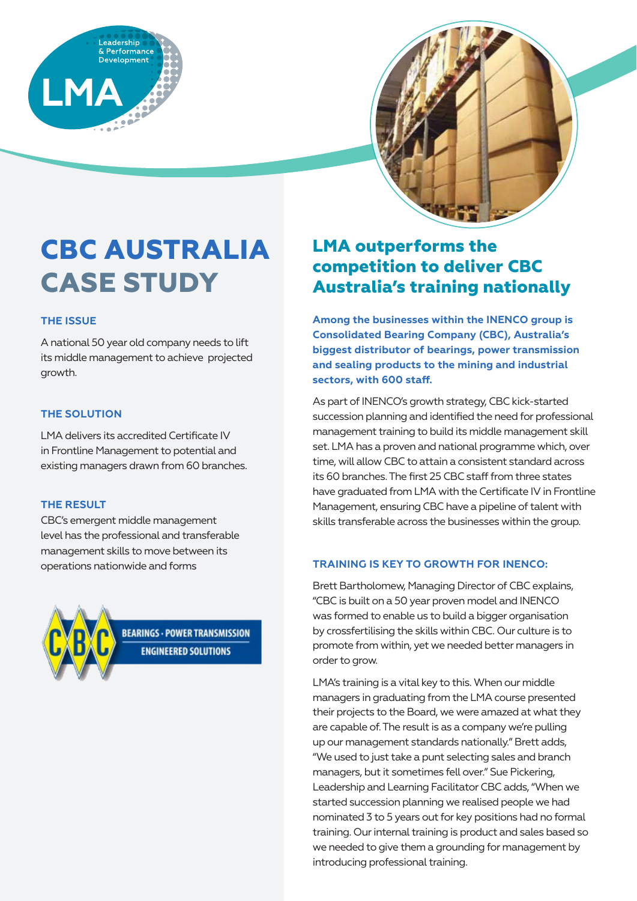# CBC AUSTRALIA CASE STUDY

### THE ISSUE

A national 50 year old company needs to lift its middle management to achieve projected growth.

### THE SOLUTION

LMA delivers its accredited Certificate IV in Frontline Management to potential and existing managers drawn from 60 branches.

### THE RESULT

CBC's emergent middle management level has the professional and transferable management skills to move between its operations nationwide and forms

## LMA outperforms the competition to deliver CBC Australia's training nationally

**Among the businesses within the INENCO group is Consolidated Bearing Company (CBC), Australia's biggest distributor of bearings, power transmission and sealing products to the mining and industrial sectors, with 600 staff.**

As part of INENCO's growth strategy, CBC kick-started succession planning and identified the need for professional management training to build its middle management skill set. LMA has a proven and national programme which, over time, will allow CBC to attain a consistent standard across its 60 branches. The first 25 CBC staff from three states have graduated from LMA with the Certificate IV in Frontline Management, ensuring CBC have a pipeline of talent with skills transferable across the businesses within the group.

### TRAINING IS KEY TO GROWTH FOR INENCO:

Brett Bartholomew, Managing Director of CBC explains, "CBC is built on a 50 year proven model and INENCO was formed to enable us to build a bigger organisation by crossfertilising the skills within CBC. Our culture is to promote from within, yet we needed better managers in order to grow.

LMA's training is a vital key to this. When our middle managers in graduating from the LMA course presented their projects to the Board, we were amazed at what they are capable of. The result is as a company we're pulling up our management standards nationally." Brett adds, "We used to just take a punt selecting sales and branch managers, but it sometimes fell over." Sue Pickering, Leadership and Learning Facilitator CBC adds, "When we started succession planning we realised people we had nominated 3 to 5 years out for key positions had no formal training. Our internal training is product and sales based so we needed to give them a grounding for management by introducing professional training.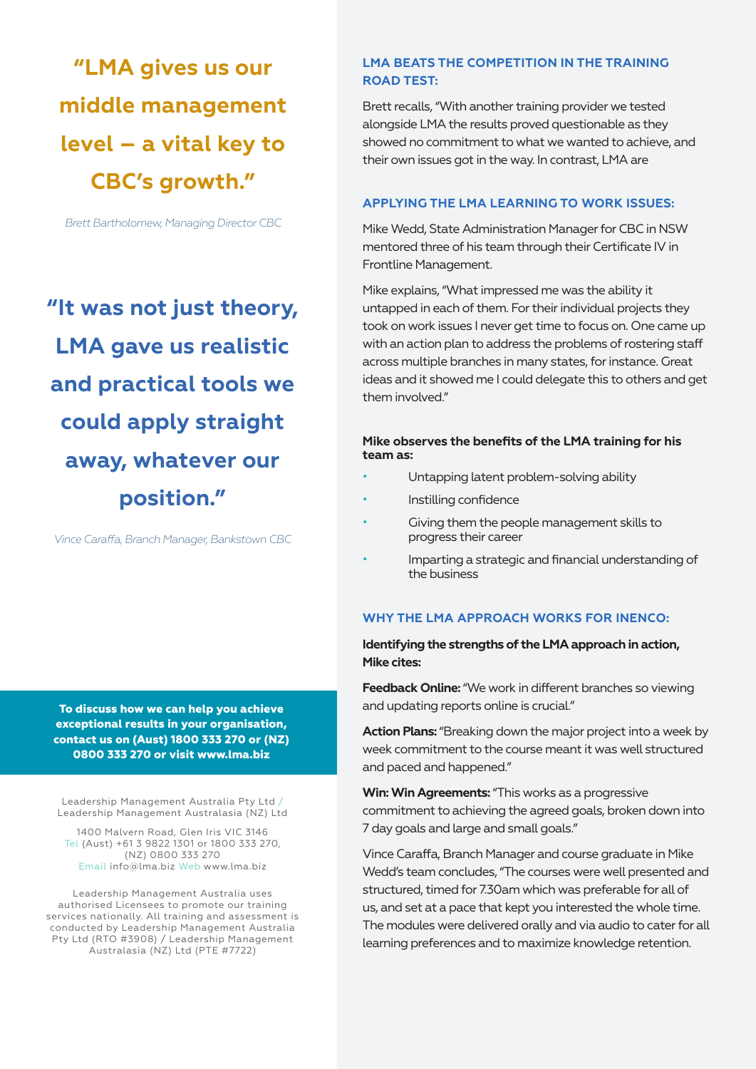**"LMA gives us our middle management level – a vital key to CBC's growth."**

*Brett Bartholomew, Managing Director CBC*

**"It was not just theory, LMA gave us realistic and practical tools we could apply straight away, whatever our position."**

*Vince Caraffa, Branch Manager, Bankstown CBC*

**To discuss how we can help you achieve exceptional results in your organisation, contact us on (Aust) 1800 333 270 or (NZ) 0800 333 270 or visit www.lma.biz**

Leadership Management Australia Pty Ltd / Leadership Management Australasia (NZ) Ltd

1400 Malvern Road, Glen Iris VIC 3146
Tel (Aust) +61 3 9822 1301 or 1800 333 270, (NZ) 0800 333 270
Email info@lma.biz Web www.lma.biz

Leadership Management Australia uses authorised Licensees to promote our training services nationally. All training and assessment is conducted by Leadership Management Australia Pty Ltd (RTO #3908) / Leadership Management Australasia (NZ) Ltd (PTE #7722)

## LMA BEATS THE COMPETITION IN THE TRAINING ROAD TEST:

Brett recalls, "With another training provider we tested alongside LMA the results proved questionable as they showed no commitment to what we wanted to achieve, and their own issues got in the way. In contrast, LMA are

## APPLYING THE LMA LEARNING TO WORK ISSUES:

Mike Wedd, State Administration Manager for CBC in NSW mentored three of his team through their Certificate IV in Frontline Management.

Mike explains, "What impressed me was the ability it untapped in each of them. For their individual projects they took on work issues I never get time to focus on. One came up with an action plan to address the problems of rostering staff across multiple branches in many states, for instance. Great ideas and it showed me I could delegate this to others and get them involved."

**Mike observes the benefits of the LMA training for his team as:**

- Untapping latent problem-solving ability
- Instilling confidence
- Giving them the people management skills to progress their career
- Imparting a strategic and financial understanding of the business

## WHY THE LMA APPROACH WORKS FOR INENCO:

**Identifying the strengths of the LMA approach in action, Mike cites:**

**Feedback Online:** "We work in different branches so viewing and updating reports online is crucial."

**Action Plans:** "Breaking down the major project into a week by week commitment to the course meant it was well structured and paced and happened."

**Win: Win Agreements:** "This works as a progressive commitment to achieving the agreed goals, broken down into 7 day goals and large and small goals."

Vince Caraffa, Branch Manager and course graduate in Mike Wedd's team concludes, "The courses were well presented and structured, timed for 7.30am which was preferable for all of us, and set at a pace that kept you interested the whole time. The modules were delivered orally and via audio to cater for all learning preferences and to maximize knowledge retention.